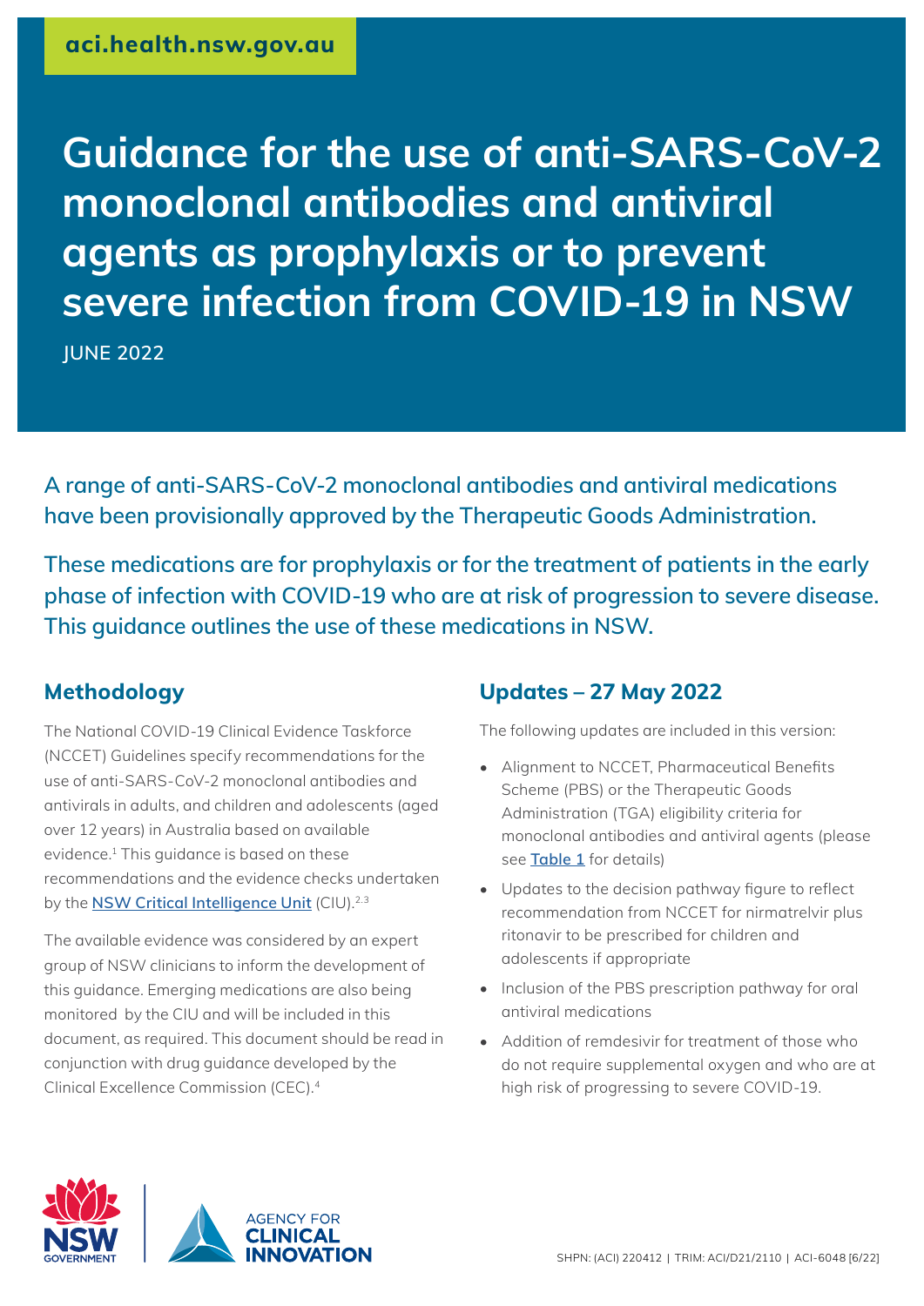aci.health.nsw.gov.au

# Guidance for the use of anti-SARS-CoV-2 monoclonal antibodies and antiviral agents as prophylaxis or to prevent severe infection from COVID-19 in NSW

JUNE 2022

A range of anti-SARS-CoV-2 monoclonal antibodies and antiviral medications have been provisionally approved by the Therapeutic Goods Administration.

These medications are for prophylaxis or for the treatment of patients in the early phase of infection with COVID-19 who are at risk of progression to severe disease. This guidance outlines the use of these medications in NSW.

## Methodology

The National COVID-19 Clinical Evidence Taskforce (NCCET) Guidelines specify recommendations for the use of anti-SARS-CoV-2 monoclonal antibodies and antivirals in adults, and children and adolescents (aged over 12 years) in Australia based on available evidence.[1] This guidance is based on these recommendations and the evidence checks undertaken by the NSW Critical Intelligence Unit (CIU).[2,3]

The available evidence was considered by an expert group of NSW clinicians to inform the development of this guidance. Emerging medications are also being monitored by the CIU and will be included in this document, as required. This document should be read in conjunction with drug guidance developed by the Clinical Excellence Commission (CEC).[4]

## Updates – 27 May 2022

The following updates are included in this version:

- Alignment to NCCET, Pharmaceutical Benefits Scheme (PBS) or the Therapeutic Goods Administration (TGA) eligibility criteria for monoclonal antibodies and antiviral agents (please see Table 1 for details)
- Updates to the decision pathway figure to reflect recommendation from NCCET for nirmatrelvir plus ritonavir to be prescribed for children and adolescents if appropriate
- Inclusion of the PBS prescription pathway for oral antiviral medications
- Addition of remdesivir for treatment of those who do not require supplemental oxygen and who are at high risk of progressing to severe COVID-19.

SHPN: (ACI) 220412 | TRIM: ACI/D21/2110 | ACI-6048 [6/22]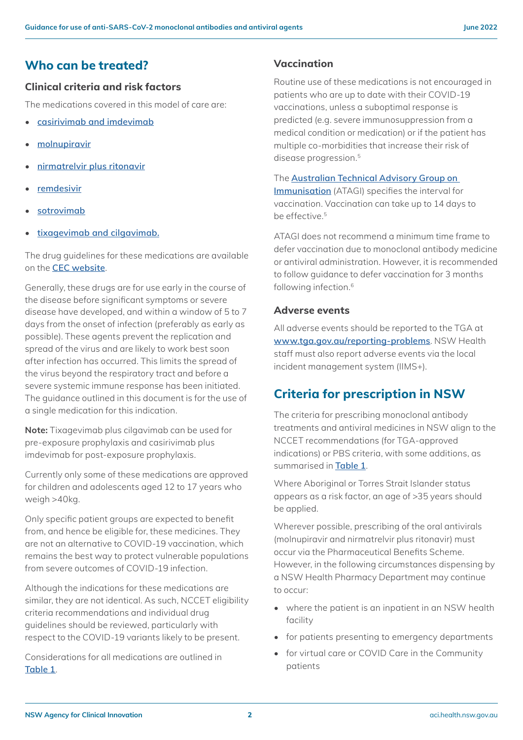## Who can be treated?

### Clinical criteria and risk factors

The medications covered in this model of care are:

- casirivimab and imdevimab
- molnupiravir
- nirmatrelvir plus ritonavir
- remdesivir
- sotrovimab
- tixagevimab and cilgavimab.

The drug guidelines for these medications are available on the CEC website.

Generally, these drugs are for use early in the course of the disease before significant symptoms or severe disease have developed, and within a window of 5 to 7 days from the onset of infection (preferably as early as possible). These agents prevent the replication and spread of the virus and are likely to work best soon after infection has occurred. This limits the spread of the virus beyond the respiratory tract and before a severe systemic immune response has been initiated. The guidance outlined in this document is for the use of a single medication for this indication.

**Note:** Tixagevimab plus cilgavimab can be used for pre-exposure prophylaxis and casirivimab plus imdevimab for post-exposure prophylaxis.

Currently only some of these medications are approved for children and adolescents aged 12 to 17 years who weigh >40kg.

Only specific patient groups are expected to benefit from, and hence be eligible for, these medicines. They are not an alternative to COVID-19 vaccination, which remains the best way to protect vulnerable populations from severe outcomes of COVID-19 infection.

Although the indications for these medications are similar, they are not identical. As such, NCCET eligibility criteria recommendations and individual drug guidelines should be reviewed, particularly with respect to the COVID-19 variants likely to be present.

Considerations for all medications are outlined in Table 1.

### Vaccination

Routine use of these medications is not encouraged in patients who are up to date with their COVID-19 vaccinations, unless a suboptimal response is predicted (e.g. severe immunosuppression from a medical condition or medication) or if the patient has multiple co-morbidities that increase their risk of disease progression.[5]

The Australian Technical Advisory Group on Immunisation (ATAGI) specifies the interval for vaccination. Vaccination can take up to 14 days to be effective.[5]

ATAGI does not recommend a minimum time frame to defer vaccination due to monoclonal antibody medicine or antiviral administration. However, it is recommended to follow guidance to defer vaccination for 3 months following infection.[6]

### Adverse events

All adverse events should be reported to the TGA at www.tga.gov.au/reporting-problems. NSW Health staff must also report adverse events via the local incident management system (IIMS+).

## Criteria for prescription in NSW

The criteria for prescribing monoclonal antibody treatments and antiviral medicines in NSW align to the NCCET recommendations (for TGA-approved indications) or PBS criteria, with some additions, as summarised in Table 1.

Where Aboriginal or Torres Strait Islander status appears as a risk factor, an age of >35 years should be applied.

Wherever possible, prescribing of the oral antivirals (molnupiravir and nirmatrelvir plus ritonavir) must occur via the Pharmaceutical Benefits Scheme. However, in the following circumstances dispensing by a NSW Health Pharmacy Department may continue to occur:

- where the patient is an inpatient in an NSW health facility
- for patients presenting to emergency departments
- for virtual care or COVID Care in the Community patients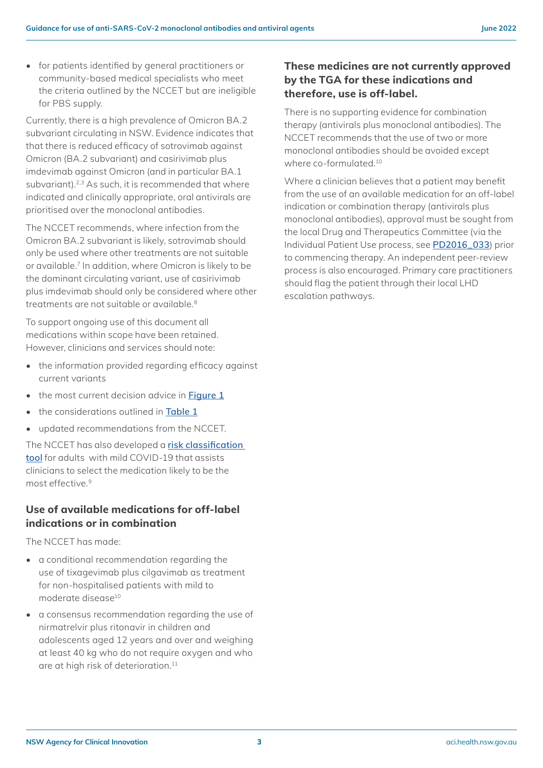- for patients identified by general practitioners or community-based medical specialists who meet the criteria outlined by the NCCET but are ineligible for PBS supply.

Currently, there is a high prevalence of Omicron BA.2 subvariant circulating in NSW. Evidence indicates that that there is reduced efficacy of sotrovimab against Omicron (BA.2 subvariant) and casirivimab plus imdevimab against Omicron (and in particular BA.1 subvariant).[2,3] As such, it is recommended that where indicated and clinically appropriate, oral antivirals are prioritised over the monoclonal antibodies.

The NCCET recommends, where infection from the Omicron BA.2 subvariant is likely, sotrovimab should only be used where other treatments are not suitable or available.[7] In addition, where Omicron is likely to be the dominant circulating variant, use of casirivimab plus imdevimab should only be considered where other treatments are not suitable or available.[8]

To support ongoing use of this document all medications within scope have been retained. However, clinicians and services should note:

- the information provided regarding efficacy against current variants
- the most current decision advice in **Figure 1**
- the considerations outlined in **Table 1**
- updated recommendations from the NCCET.

The NCCET has also developed a **risk classification tool** for adults with mild COVID-19 that assists clinicians to select the medication likely to be the most effective.[9]

### Use of available medications for off-label indications or in combination

The NCCET has made:

- a conditional recommendation regarding the use of tixagevimab plus cilgavimab as treatment for non-hospitalised patients with mild to moderate disease[10]
- a consensus recommendation regarding the use of nirmatrelvir plus ritonavir in children and adolescents aged 12 years and over and weighing at least 40 kg who do not require oxygen and who are at high risk of deterioration.[11]

### These medicines are not currently approved by the TGA for these indications and therefore, use is off-label.

There is no supporting evidence for combination therapy (antivirals plus monoclonal antibodies). The NCCET recommends that the use of two or more monoclonal antibodies should be avoided except where co-formulated.[10]

Where a clinician believes that a patient may benefit from the use of an available medication for an off-label indication or combination therapy (antivirals plus monoclonal antibodies), approval must be sought from the local Drug and Therapeutics Committee (via the Individual Patient Use process, see **PD2016_033**) prior to commencing therapy. An independent peer-review process is also encouraged. Primary care practitioners should flag the patient through their local LHD escalation pathways.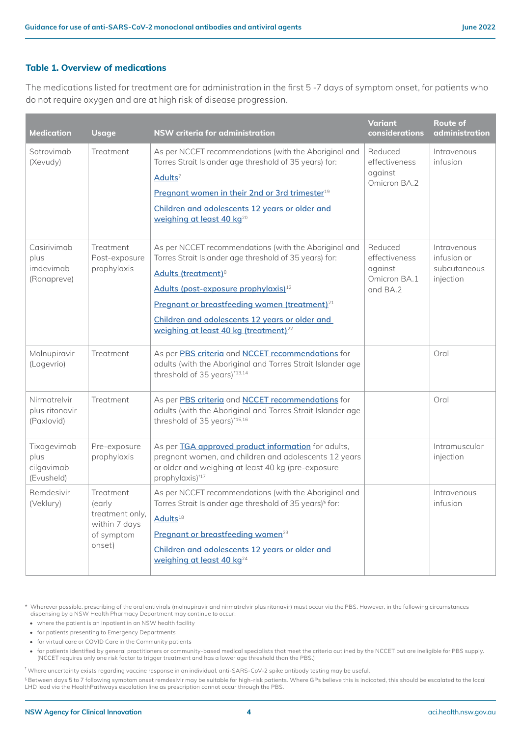### Table 1. Overview of medications

The medications listed for treatment are for administration in the first 5 -7 days of symptom onset, for patients who do not require oxygen and are at high risk of disease progression.

| Medication | Usage | NSW criteria for administration | Variant considerations | Route of administration |
|---|---|---|---|---|
| Sotrovimab (Xevudy) | Treatment | As per NCCET recommendations (with the Aboriginal and Torres Strait Islander age threshold of 35 years) for:<br>Adults[7]<br>Pregnant women in their 2nd or 3rd trimester[19]<br>Children and adolescents 12 years or older and weighing at least 40 kg[20] | Reduced effectiveness against Omicron BA.2 | Intravenous infusion |
| Casirivimab plus imdevimab (Ronapreve) | Treatment<br>Post-exposure prophylaxis | As per NCCET recommendations (with the Aboriginal and Torres Strait Islander age threshold of 35 years) for:<br>Adults (treatment)[8]<br>Adults (post-exposure prophylaxis)[12]<br>Pregnant or breastfeeding women (treatment)[21]<br>Children and adolescents 12 years or older and weighing at least 40 kg (treatment)[22] | Reduced effectiveness against Omicron BA.1 and BA.2 | Intravenous infusion or subcutaneous injection |
| Molnupiravir (Lagevrio) | Treatment | As per PBS criteria and NCCET recommendations for adults (with the Aboriginal and Torres Strait Islander age threshold of 35 years)[*13,14] | | Oral |
| Nirmatrelvir plus ritonavir (Paxlovid) | Treatment | As per PBS criteria and NCCET recommendations for adults (with the Aboriginal and Torres Strait Islander age threshold of 35 years)[*15,16] | | Oral |
| Tixagevimab plus cilgavimab (Evusheld) | Pre-exposure prophylaxis | As per TGA approved product information for adults, pregnant women, and children and adolescents 12 years or older and weighing at least 40 kg (pre-exposure prophylaxis)[†17] | | Intramuscular injection |
| Remdesivir (Veklury) | Treatment (early treatment only, within 7 days of symptom onset) | As per NCCET recommendations (with the Aboriginal and Torres Strait Islander age threshold of 35 years)[§] for:<br>Adults[18]<br>Pregnant or breastfeeding women[23]<br>Children and adolescents 12 years or older and weighing at least 40 kg[24] | | Intravenous infusion |

\* Wherever possible, prescribing of the oral antivirals (molnupiravir and nirmatrelvir plus ritonavir) must occur via the PBS. However, in the following circumstances dispensing by a NSW Health Pharmacy Department may continue to occur:

- where the patient is an inpatient in an NSW health facility
- for patients presenting to Emergency Departments
- for virtual care or COVID Care in the Community patients
- for patients identified by general practitioners or community-based medical specialists that meet the criteria outlined by the NCCET but are ineligible for PBS supply. (NCCET requires only one risk factor to trigger treatment and has a lower age threshold than the PBS.)

† Where uncertainty exists regarding vaccine response in an individual, anti-SARS-CoV-2 spike antibody testing may be useful.

§ Between days 5 to 7 following symptom onset remdesivir may be suitable for high-risk patients. Where GPs believe this is indicated, this should be escalated to the local LHD lead via the HealthPathways escalation line as prescription cannot occur through the PBS.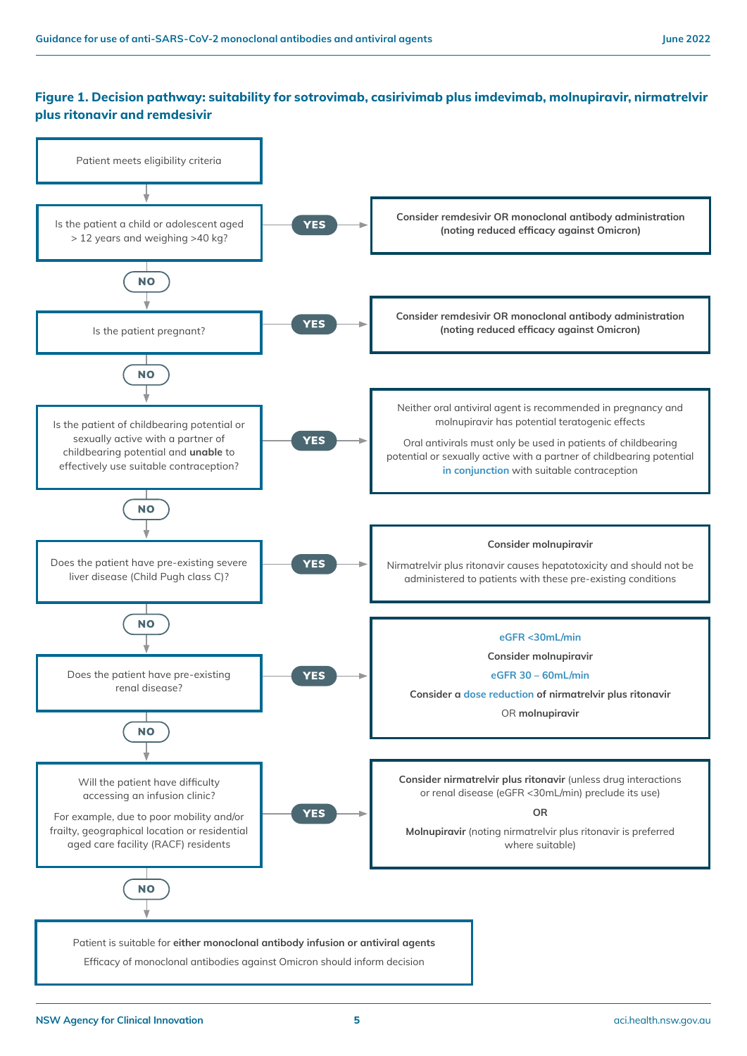### Figure 1. Decision pathway: suitability for sotrovimab, casirivimab plus imdevimab, molnupiravir, nirmatrelvir plus ritonavir and remdesivir

Patient meets eligibility criteria

↓

**Is the patient a child or adolescent aged > 12 years and weighing >40 kg?**

- **YES** → **Consider remdesivir OR monoclonal antibody administration (noting reduced efficacy against Omicron)**
- **NO** ↓

**Is the patient pregnant?**

- **YES** → **Consider remdesivir OR monoclonal antibody administration (noting reduced efficacy against Omicron)**
- **NO** ↓

**Is the patient of childbearing potential or sexually active with a partner of childbearing potential and unable to effectively use suitable contraception?**

- **YES** → Neither oral antiviral agent is recommended in pregnancy and molnupiravir has potential teratogenic effects

  Oral antivirals must only be used in patients of childbearing potential or sexually active with a partner of childbearing potential in conjunction with suitable contraception
- **NO** ↓

**Does the patient have pre-existing severe liver disease (Child Pugh class C)?**

- **YES** → **Consider molnupiravir**

  Nirmatrelvir plus ritonavir causes hepatotoxicity and should not be administered to patients with these pre-existing conditions
- **NO** ↓

**Does the patient have pre-existing renal disease?**

- **YES** →
  - eGFR <30mL/min: **Consider molnupiravir**
  - eGFR 30 – 60mL/min: **Consider a dose reduction of nirmatrelvir plus ritonavir** OR **molnupiravir**
- **NO** ↓

**Will the patient have difficulty accessing an infusion clinic?**

For example, due to poor mobility and/or frailty, geographical location or residential aged care facility (RACF) residents

- **YES** → **Consider nirmatrelvir plus ritonavir** (unless drug interactions or renal disease (eGFR <30mL/min) preclude its use)

  **OR**

  **Molnupiravir** (noting nirmatrelvir plus ritonavir is preferred where suitable)
- **NO** ↓

Patient is suitable for **either monoclonal antibody infusion or antiviral agents**

Efficacy of monoclonal antibodies against Omicron should inform decision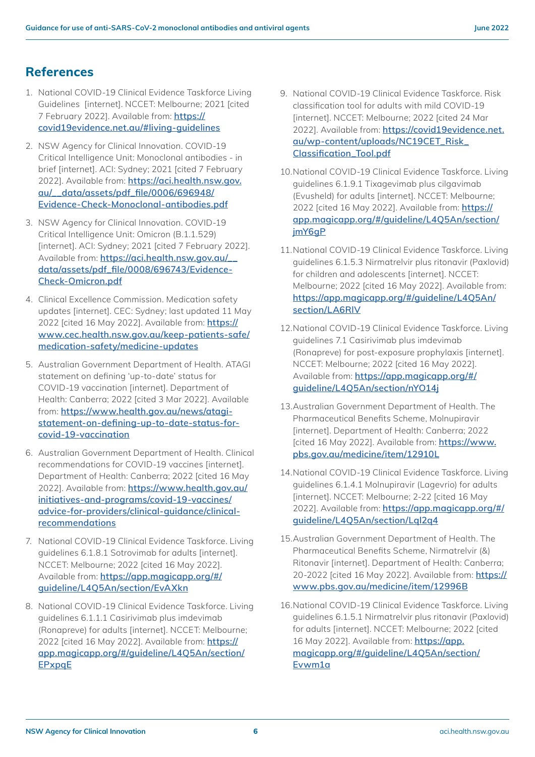## References

1. National COVID-19 Clinical Evidence Taskforce Living Guidelines [internet]. NCCET: Melbourne; 2021 [cited 7 February 2022]. Available from: https://covid19evidence.net.au/#living-guidelines
2. NSW Agency for Clinical Innovation. COVID-19 Critical Intelligence Unit: Monoclonal antibodies - in brief [internet]. ACI: Sydney; 2021 [cited 7 February 2022]. Available from: https://aci.health.nsw.gov.au/__data/assets/pdf_file/0006/696948/Evidence-Check-Monoclonal-antibodies.pdf
3. NSW Agency for Clinical Innovation. COVID-19 Critical Intelligence Unit: Omicron (B.1.1.529) [internet]. ACI: Sydney; 2021 [cited 7 February 2022]. Available from: https://aci.health.nsw.gov.au/__data/assets/pdf_file/0008/696743/Evidence-Check-Omicron.pdf
4. Clinical Excellence Commission. Medication safety updates [internet]. CEC: Sydney; last updated 11 May 2022 [cited 16 May 2022]. Available from: https://www.cec.health.nsw.gov.au/keep-patients-safe/medication-safety/medicine-updates
5. Australian Government Department of Health. ATAGI statement on defining 'up-to-date' status for COVID-19 vaccination [internet]. Department of Health: Canberra; 2022 [cited 3 Mar 2022]. Available from: https://www.health.gov.au/news/atagi-statement-on-defining-up-to-date-status-for-covid-19-vaccination
6. Australian Government Department of Health. Clinical recommendations for COVID-19 vaccines [internet]. Department of Health: Canberra; 2022 [cited 16 May 2022]. Available from: https://www.health.gov.au/initiatives-and-programs/covid-19-vaccines/advice-for-providers/clinical-guidance/clinical-recommendations
7. National COVID-19 Clinical Evidence Taskforce. Living guidelines 6.1.8.1 Sotrovimab for adults [internet]. NCCET: Melbourne; 2022 [cited 16 May 2022]. Available from: https://app.magicapp.org/#/guideline/L4Q5An/section/EvAXkn
8. National COVID-19 Clinical Evidence Taskforce. Living guidelines 6.1.1.1 Casirivimab plus imdevimab (Ronapreve) for adults [internet]. NCCET: Melbourne; 2022 [cited 16 May 2022]. Available from: https://app.magicapp.org/#/guideline/L4Q5An/section/EPxpqE
9. National COVID-19 Clinical Evidence Taskforce. Risk classification tool for adults with mild COVID-19 [internet]. NCCET: Melbourne; 2022 [cited 24 Mar 2022]. Available from: https://covid19evidence.net.au/wp-content/uploads/NC19CET_Risk_Classification_Tool.pdf
10. National COVID-19 Clinical Evidence Taskforce. Living guidelines 6.1.9.1 Tixagevimab plus cilgavimab (Evusheld) for adults [internet]. NCCET: Melbourne; 2022 [cited 16 May 2022]. Available from: https://app.magicapp.org/#/guideline/L4Q5An/section/jmY6gP
11. National COVID-19 Clinical Evidence Taskforce. Living guidelines 6.1.5.3 Nirmatrelvir plus ritonavir (Paxlovid) for children and adolescents [internet]. NCCET: Melbourne; 2022 [cited 16 May 2022]. Available from: https://app.magicapp.org/#/guideline/L4Q5An/section/LA6RlV
12. National COVID-19 Clinical Evidence Taskforce. Living guidelines 7.1 Casirivimab plus imdevimab (Ronapreve) for post-exposure prophylaxis [internet]. NCCET: Melbourne; 2022 [cited 16 May 2022]. Available from: https://app.magicapp.org/#/guideline/L4Q5An/section/nYO14j
13. Australian Government Department of Health. The Pharmaceutical Benefits Scheme, Molnupiravir [internet]. Department of Health: Canberra; 2022 [cited 16 May 2022]. Available from: https://www.pbs.gov.au/medicine/item/12910L
14. National COVID-19 Clinical Evidence Taskforce. Living guidelines 6.1.4.1 Molnupiravir (Lagevrio) for adults [internet]. NCCET: Melbourne; 2-22 [cited 16 May 2022]. Available from: https://app.magicapp.org/#/guideline/L4Q5An/section/Lql2q4
15. Australian Government Department of Health. The Pharmaceutical Benefits Scheme, Nirmatrelvir (&) Ritonavir [internet]. Department of Health: Canberra; 20-2022 [cited 16 May 2022]. Available from: https://www.pbs.gov.au/medicine/item/12996B
16. National COVID-19 Clinical Evidence Taskforce. Living guidelines 6.1.5.1 Nirmatrelvir plus ritonavir (Paxlovid) for adults [internet]. NCCET: Melbourne; 2022 [cited 16 May 2022]. Available from: https://app.magicapp.org/#/guideline/L4Q5An/section/Evwm1a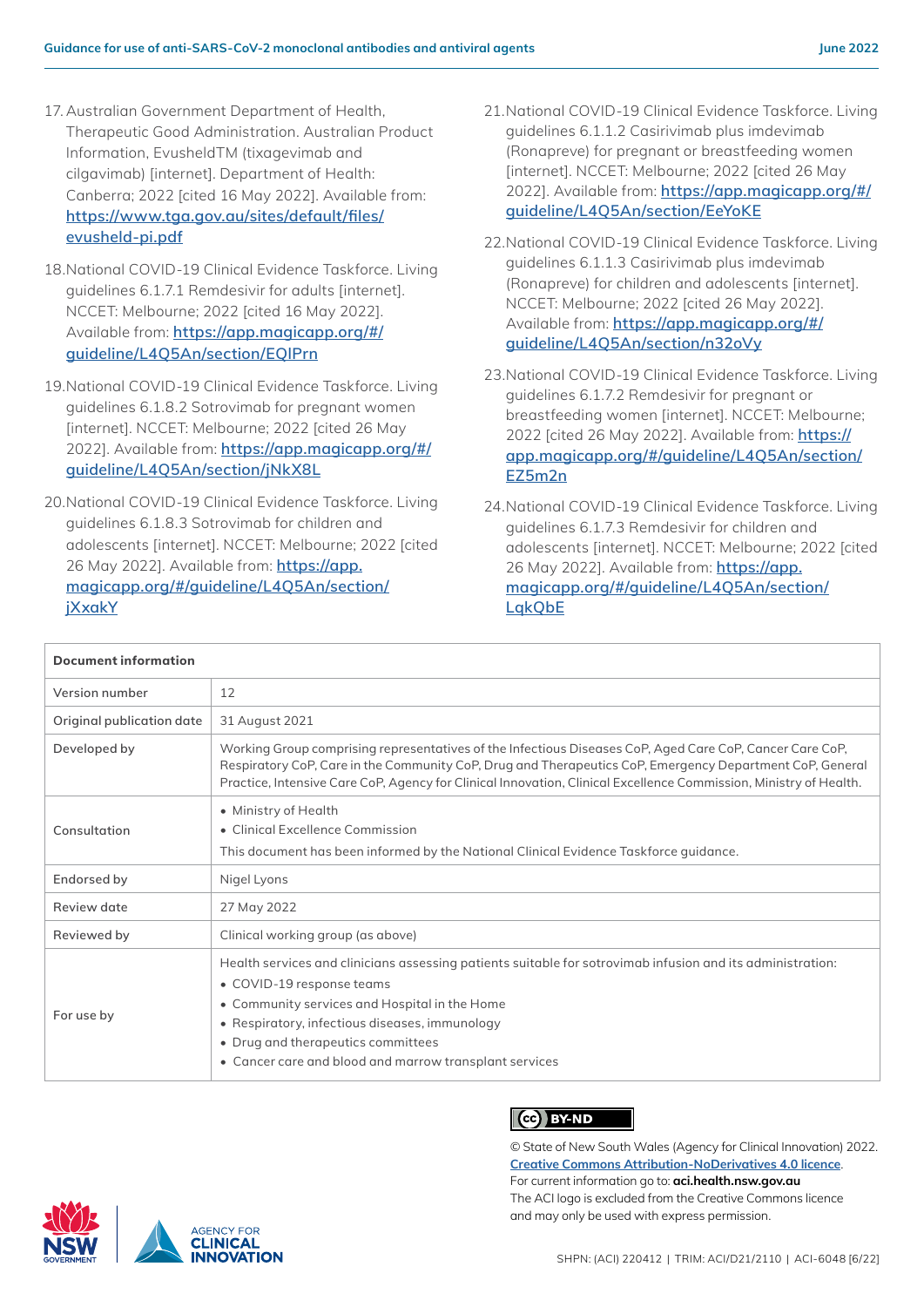17. Australian Government Department of Health, Therapeutic Good Administration. Australian Product Information, EvusheldTM (tixagevimab and cilgavimab) [internet]. Department of Health: Canberra; 2022 [cited 16 May 2022]. Available from: https://www.tga.gov.au/sites/default/files/evusheld-pi.pdf

18. National COVID-19 Clinical Evidence Taskforce. Living guidelines 6.1.7.1 Remdesivir for adults [internet]. NCCET: Melbourne; 2022 [cited 16 May 2022]. Available from: https://app.magicapp.org/#/guideline/L4Q5An/section/EQlPrn

19. National COVID-19 Clinical Evidence Taskforce. Living guidelines 6.1.8.2 Sotrovimab for pregnant women [internet]. NCCET: Melbourne; 2022 [cited 26 May 2022]. Available from: https://app.magicapp.org/#/guideline/L4Q5An/section/jNkX8L

20. National COVID-19 Clinical Evidence Taskforce. Living guidelines 6.1.8.3 Sotrovimab for children and adolescents [internet]. NCCET: Melbourne; 2022 [cited 26 May 2022]. Available from: https://app.magicapp.org/#/guideline/L4Q5An/section/jXxakY

21. National COVID-19 Clinical Evidence Taskforce. Living guidelines 6.1.1.2 Casirivimab plus imdevimab (Ronapreve) for pregnant or breastfeeding women [internet]. NCCET: Melbourne; 2022 [cited 26 May 2022]. Available from: https://app.magicapp.org/#/guideline/L4Q5An/section/EeYoKE

22. National COVID-19 Clinical Evidence Taskforce. Living guidelines 6.1.1.3 Casirivimab plus imdevimab (Ronapreve) for children and adolescents [internet]. NCCET: Melbourne; 2022 [cited 26 May 2022]. Available from: https://app.magicapp.org/#/guideline/L4Q5An/section/n32oVy

23. National COVID-19 Clinical Evidence Taskforce. Living guidelines 6.1.7.2 Remdesivir for pregnant or breastfeeding women [internet]. NCCET: Melbourne; 2022 [cited 26 May 2022]. Available from: https://app.magicapp.org/#/guideline/L4Q5An/section/EZ5m2n

24. National COVID-19 Clinical Evidence Taskforce. Living guidelines 6.1.7.3 Remdesivir for children and adolescents [internet]. NCCET: Melbourne; 2022 [cited 26 May 2022]. Available from: https://app.magicapp.org/#/guideline/L4Q5An/section/LqkQbE

| **Document information** | |
|---|---|
| Version number | 12 |
| Original publication date | 31 August 2021 |
| Developed by | Working Group comprising representatives of the Infectious Diseases CoP, Aged Care CoP, Cancer Care CoP, Respiratory CoP, Care in the Community CoP, Drug and Therapeutics CoP, Emergency Department CoP, General Practice, Intensive Care CoP, Agency for Clinical Innovation, Clinical Excellence Commission, Ministry of Health. |
| Consultation | • Ministry of Health<br>• Clinical Excellence Commission<br>This document has been informed by the National Clinical Evidence Taskforce guidance. |
| Endorsed by | Nigel Lyons |
| Review date | 27 May 2022 |
| Reviewed by | Clinical working group (as above) |
| For use by | Health services and clinicians assessing patients suitable for sotrovimab infusion and its administration:<br>• COVID-19 response teams<br>• Community services and Hospital in the Home<br>• Respiratory, infectious diseases, immunology<br>• Drug and therapeutics committees<br>• Cancer care and blood and marrow transplant services |

© State of New South Wales (Agency for Clinical Innovation) 2022. Creative Commons Attribution-NoDerivatives 4.0 licence.
For current information go to: **aci.health.nsw.gov.au**
The ACI logo is excluded from the Creative Commons licence and may only be used with express permission.

SHPN: (ACI) 220412 | TRIM: ACI/D21/2110 | ACI-6048 [6/22]